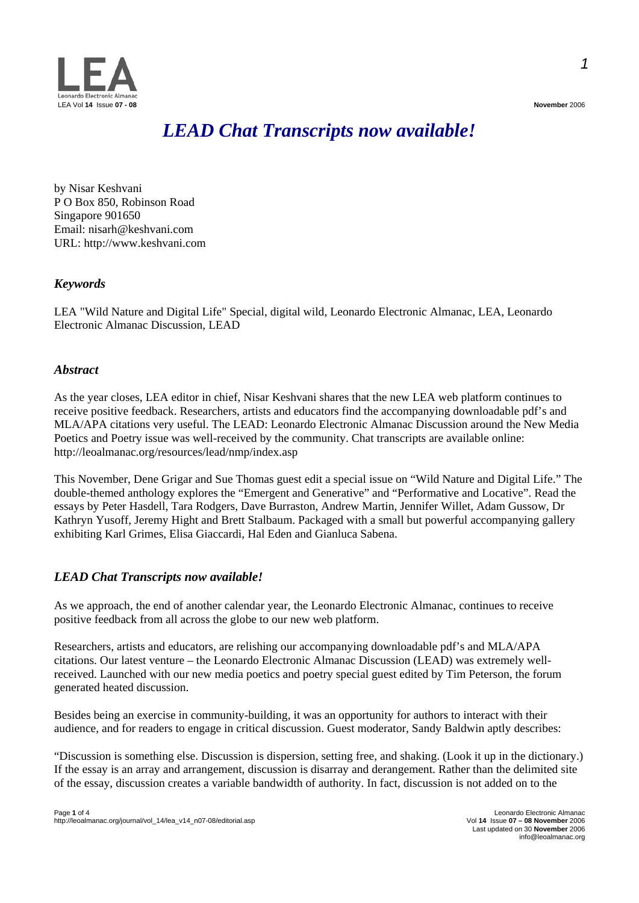# *LEAD Chat Transcripts now available!*

by Nisar Keshvani
P O Box 850, Robinson Road
Singapore 901650
Email: nisarh@keshvani.com
URL: http://www.keshvani.com

### *Keywords*

LEA "Wild Nature and Digital Life" Special, digital wild, Leonardo Electronic Almanac, LEA, Leonardo Electronic Almanac Discussion, LEAD

### *Abstract*

As the year closes, LEA editor in chief, Nisar Keshvani shares that the new LEA web platform continues to receive positive feedback. Researchers, artists and educators find the accompanying downloadable pdf's and MLA/APA citations very useful. The LEAD: Leonardo Electronic Almanac Discussion around the New Media Poetics and Poetry issue was well-received by the community. Chat transcripts are available online: http://leoalmanac.org/resources/lead/nmp/index.asp

This November, Dene Grigar and Sue Thomas guest edit a special issue on "Wild Nature and Digital Life." The double-themed anthology explores the "Emergent and Generative" and "Performative and Locative". Read the essays by Peter Hasdell, Tara Rodgers, Dave Burraston, Andrew Martin, Jennifer Willet, Adam Gussow, Dr Kathryn Yusoff, Jeremy Hight and Brett Stalbaum. Packaged with a small but powerful accompanying gallery exhibiting Karl Grimes, Elisa Giaccardi, Hal Eden and Gianluca Sabena.

### *LEAD Chat Transcripts now available!*

As we approach, the end of another calendar year, the Leonardo Electronic Almanac, continues to receive positive feedback from all across the globe to our new web platform.

Researchers, artists and educators, are relishing our accompanying downloadable pdf's and MLA/APA citations. Our latest venture – the Leonardo Electronic Almanac Discussion (LEAD) was extremely well-received. Launched with our new media poetics and poetry special guest edited by Tim Peterson, the forum generated heated discussion.

Besides being an exercise in community-building, it was an opportunity for authors to interact with their audience, and for readers to engage in critical discussion. Guest moderator, Sandy Baldwin aptly describes:

"Discussion is something else. Discussion is dispersion, setting free, and shaking. (Look it up in the dictionary.) If the essay is an array and arrangement, discussion is disarray and derangement. Rather than the delimited site of the essay, discussion creates a variable bandwidth of authority. In fact, discussion is not added on to the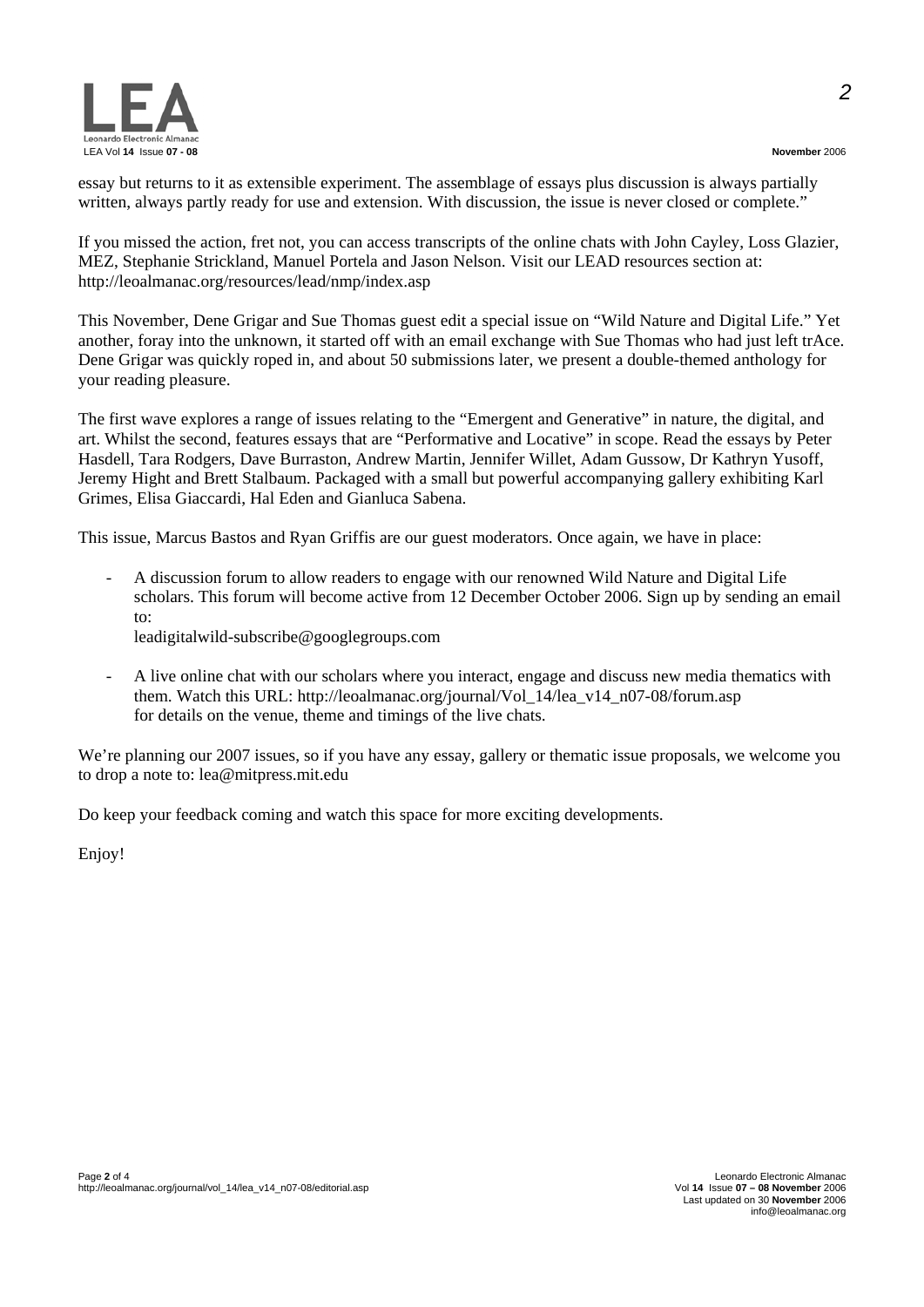essay but returns to it as extensible experiment. The assemblage of essays plus discussion is always partially written, always partly ready for use and extension. With discussion, the issue is never closed or complete."

If you missed the action, fret not, you can access transcripts of the online chats with John Cayley, Loss Glazier, MEZ, Stephanie Strickland, Manuel Portela and Jason Nelson. Visit our LEAD resources section at: http://leoalmanac.org/resources/lead/nmp/index.asp

This November, Dene Grigar and Sue Thomas guest edit a special issue on "Wild Nature and Digital Life." Yet another, foray into the unknown, it started off with an email exchange with Sue Thomas who had just left trAce. Dene Grigar was quickly roped in, and about 50 submissions later, we present a double-themed anthology for your reading pleasure.

The first wave explores a range of issues relating to the "Emergent and Generative" in nature, the digital, and art. Whilst the second, features essays that are "Performative and Locative" in scope. Read the essays by Peter Hasdell, Tara Rodgers, Dave Burraston, Andrew Martin, Jennifer Willet, Adam Gussow, Dr Kathryn Yusoff, Jeremy Hight and Brett Stalbaum. Packaged with a small but powerful accompanying gallery exhibiting Karl Grimes, Elisa Giaccardi, Hal Eden and Gianluca Sabena.

This issue, Marcus Bastos and Ryan Griffis are our guest moderators. Once again, we have in place:

- A discussion forum to allow readers to engage with our renowned Wild Nature and Digital Life scholars. This forum will become active from 12 December October 2006. Sign up by sending an email to:
  leadigitalwild-subscribe@googlegroups.com

- A live online chat with our scholars where you interact, engage and discuss new media thematics with them. Watch this URL: http://leoalmanac.org/journal/Vol_14/lea_v14_n07-08/forum.asp for details on the venue, theme and timings of the live chats.

We're planning our 2007 issues, so if you have any essay, gallery or thematic issue proposals, we welcome you to drop a note to: lea@mitpress.mit.edu

Do keep your feedback coming and watch this space for more exciting developments.

Enjoy!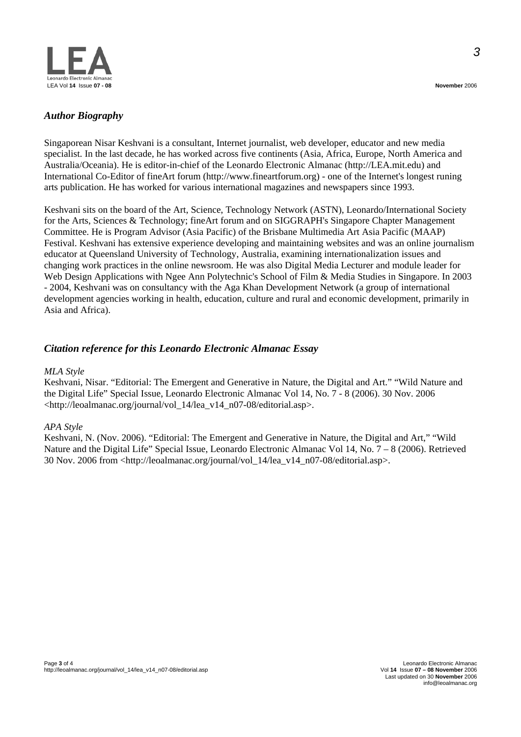## *Author Biography*

Singaporean Nisar Keshvani is a consultant, Internet journalist, web developer, educator and new media specialist. In the last decade, he has worked across five continents (Asia, Africa, Europe, North America and Australia/Oceania). He is editor-in-chief of the Leonardo Electronic Almanac (http://LEA.mit.edu) and International Co-Editor of fineArt forum (http://www.fineartforum.org) - one of the Internet's longest runing arts publication. He has worked for various international magazines and newspapers since 1993.

Keshvani sits on the board of the Art, Science, Technology Network (ASTN), Leonardo/International Society for the Arts, Sciences & Technology; fineArt forum and on SIGGRAPH's Singapore Chapter Management Committee. He is Program Advisor (Asia Pacific) of the Brisbane Multimedia Art Asia Pacific (MAAP) Festival. Keshvani has extensive experience developing and maintaining websites and was an online journalism educator at Queensland University of Technology, Australia, examining internationalization issues and changing work practices in the online newsroom. He was also Digital Media Lecturer and module leader for Web Design Applications with Ngee Ann Polytechnic's School of Film & Media Studies in Singapore. In 2003 - 2004, Keshvani was on consultancy with the Aga Khan Development Network (a group of international development agencies working in health, education, culture and rural and economic development, primarily in Asia and Africa).

## *Citation reference for this Leonardo Electronic Almanac Essay*

*MLA Style*

Keshvani, Nisar. “Editorial: The Emergent and Generative in Nature, the Digital and Art.” “Wild Nature and the Digital Life” Special Issue, Leonardo Electronic Almanac Vol 14, No. 7 - 8 (2006). 30 Nov. 2006 <http://leoalmanac.org/journal/vol_14/lea_v14_n07-08/editorial.asp>.

*APA Style*

Keshvani, N. (Nov. 2006). “Editorial: The Emergent and Generative in Nature, the Digital and Art,” “Wild Nature and the Digital Life” Special Issue, Leonardo Electronic Almanac Vol 14, No. 7 – 8 (2006). Retrieved 30 Nov. 2006 from <http://leoalmanac.org/journal/vol_14/lea_v14_n07-08/editorial.asp>.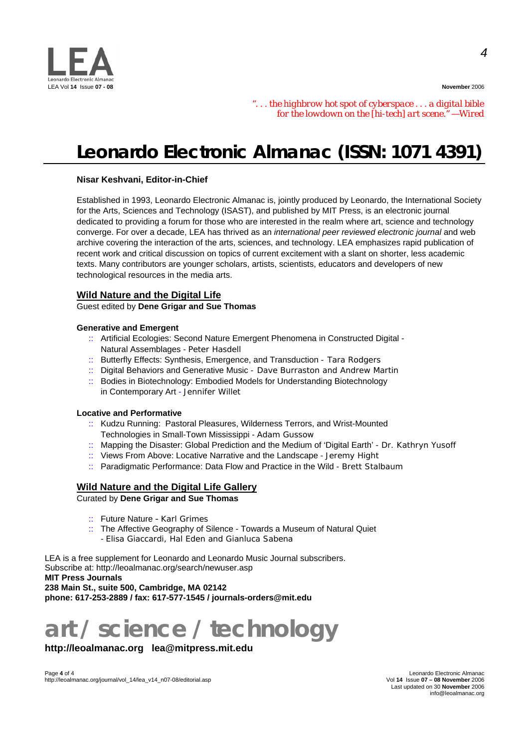*". . . the highbrow hot spot of cyberspace . . . a digital bible for the lowdown on the [hi-tech] art scene." —Wired*

# Leonardo Electronic Almanac (ISSN: 1071 4391)

**Nisar Keshvani, Editor-in-Chief**

Established in 1993, Leonardo Electronic Almanac is, jointly produced by Leonardo, the International Society for the Arts, Sciences and Technology (ISAST), and published by MIT Press, is an electronic journal dedicated to providing a forum for those who are interested in the realm where art, science and technology converge. For over a decade, LEA has thrived as an *international peer reviewed electronic journal* and web archive covering the interaction of the arts, sciences, and technology. LEA emphasizes rapid publication of recent work and critical discussion on topics of current excitement with a slant on shorter, less academic texts. Many contributors are younger scholars, artists, scientists, educators and developers of new technological resources in the media arts.

## Wild Nature and the Digital Life

Guest edited by **Dene Grigar and Sue Thomas**

### Generative and Emergent

:: Artificial Ecologies: Second Nature Emergent Phenomena in Constructed Digital - Natural Assemblages - Peter Hasdell
:: Butterfly Effects: Synthesis, Emergence, and Transduction - Tara Rodgers
:: Digital Behaviors and Generative Music - Dave Burraston and Andrew Martin
:: Bodies in Biotechnology: Embodied Models for Understanding Biotechnology in Contemporary Art - Jennifer Willet

### Locative and Performative

:: Kudzu Running: Pastoral Pleasures, Wilderness Terrors, and Wrist-Mounted Technologies in Small-Town Mississippi - Adam Gussow
:: Mapping the Disaster: Global Prediction and the Medium of 'Digital Earth' - Dr. Kathryn Yusoff
:: Views From Above: Locative Narrative and the Landscape - Jeremy Hight
:: Paradigmatic Performance: Data Flow and Practice in the Wild - Brett Stalbaum

## Wild Nature and the Digital Life Gallery

Curated by **Dene Grigar and Sue Thomas**

:: Future Nature - Karl Grimes
:: The Affective Geography of Silence - Towards a Museum of Natural Quiet - Elisa Giaccardi, Hal Eden and Gianluca Sabena

LEA is a free supplement for Leonardo and Leonardo Music Journal subscribers.
Subscribe at: http://leoalmanac.org/search/newuser.asp
**MIT Press Journals**
**238 Main St., suite 500, Cambridge, MA 02142**
**phone: 617-253-2889 / fax: 617-577-1545 / journals-orders@mit.edu**

# art / science / technology

**http://leoalmanac.org lea@mitpress.mit.edu**